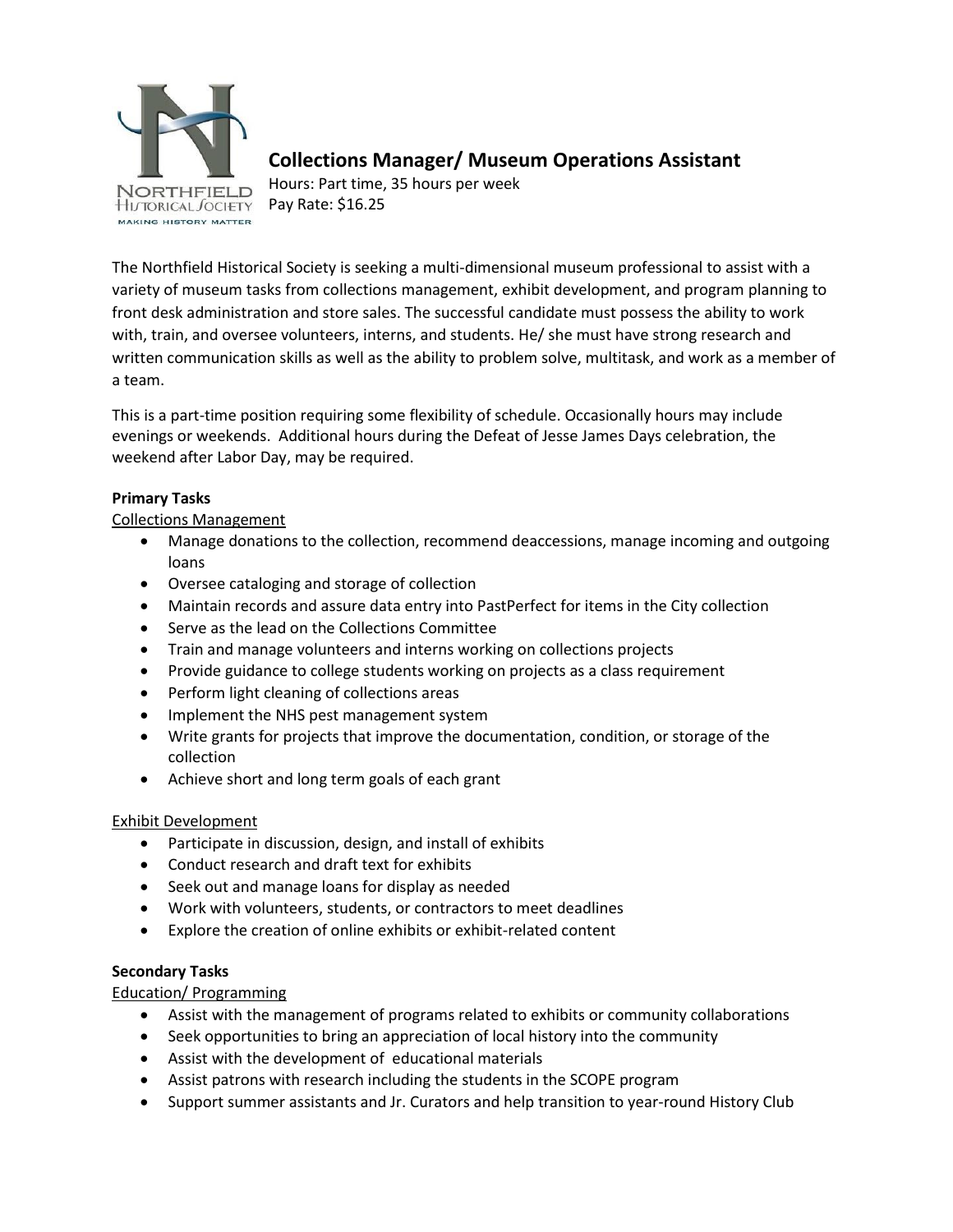NORTHFIELD HISTORICAL SOCIETY
MAKING HISTORY MATTER

# Collections Manager/ Museum Operations Assistant

Hours: Part time, 35 hours per week
Pay Rate: $16.25

The Northfield Historical Society is seeking a multi-dimensional museum professional to assist with a variety of museum tasks from collections management, exhibit development, and program planning to front desk administration and store sales. The successful candidate must possess the ability to work with, train, and oversee volunteers, interns, and students. He/ she must have strong research and written communication skills as well as the ability to problem solve, multitask, and work as a member of a team.

This is a part-time position requiring some flexibility of schedule. Occasionally hours may include evenings or weekends. Additional hours during the Defeat of Jesse James Days celebration, the weekend after Labor Day, may be required.

## Primary Tasks

### Collections Management

- Manage donations to the collection, recommend deaccessions, manage incoming and outgoing loans
- Oversee cataloging and storage of collection
- Maintain records and assure data entry into PastPerfect for items in the City collection
- Serve as the lead on the Collections Committee
- Train and manage volunteers and interns working on collections projects
- Provide guidance to college students working on projects as a class requirement
- Perform light cleaning of collections areas
- Implement the NHS pest management system
- Write grants for projects that improve the documentation, condition, or storage of the collection
- Achieve short and long term goals of each grant

### Exhibit Development

- Participate in discussion, design, and install of exhibits
- Conduct research and draft text for exhibits
- Seek out and manage loans for display as needed
- Work with volunteers, students, or contractors to meet deadlines
- Explore the creation of online exhibits or exhibit-related content

## Secondary Tasks

### Education/ Programming

- Assist with the management of programs related to exhibits or community collaborations
- Seek opportunities to bring an appreciation of local history into the community
- Assist with the development of educational materials
- Assist patrons with research including the students in the SCOPE program
- Support summer assistants and Jr. Curators and help transition to year-round History Club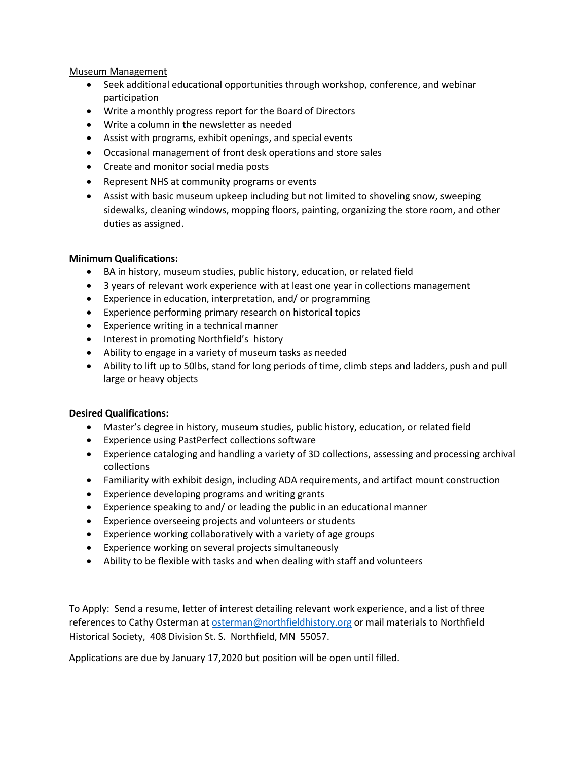Museum Management

- Seek additional educational opportunities through workshop, conference, and webinar participation
- Write a monthly progress report for the Board of Directors
- Write a column in the newsletter as needed
- Assist with programs, exhibit openings, and special events
- Occasional management of front desk operations and store sales
- Create and monitor social media posts
- Represent NHS at community programs or events
- Assist with basic museum upkeep including but not limited to shoveling snow, sweeping sidewalks, cleaning windows, mopping floors, painting, organizing the store room, and other duties as assigned.

**Minimum Qualifications:**

- BA in history, museum studies, public history, education, or related field
- 3 years of relevant work experience with at least one year in collections management
- Experience in education, interpretation, and/ or programming
- Experience performing primary research on historical topics
- Experience writing in a technical manner
- Interest in promoting Northfield's history
- Ability to engage in a variety of museum tasks as needed
- Ability to lift up to 50lbs, stand for long periods of time, climb steps and ladders, push and pull large or heavy objects

**Desired Qualifications:**

- Master's degree in history, museum studies, public history, education, or related field
- Experience using PastPerfect collections software
- Experience cataloging and handling a variety of 3D collections, assessing and processing archival collections
- Familiarity with exhibit design, including ADA requirements, and artifact mount construction
- Experience developing programs and writing grants
- Experience speaking to and/ or leading the public in an educational manner
- Experience overseeing projects and volunteers or students
- Experience working collaboratively with a variety of age groups
- Experience working on several projects simultaneously
- Ability to be flexible with tasks and when dealing with staff and volunteers

To Apply: Send a resume, letter of interest detailing relevant work experience, and a list of three references to Cathy Osterman at osterman@northfieldhistory.org or mail materials to Northfield Historical Society, 408 Division St. S. Northfield, MN 55057.

Applications are due by January 17,2020 but position will be open until filled.